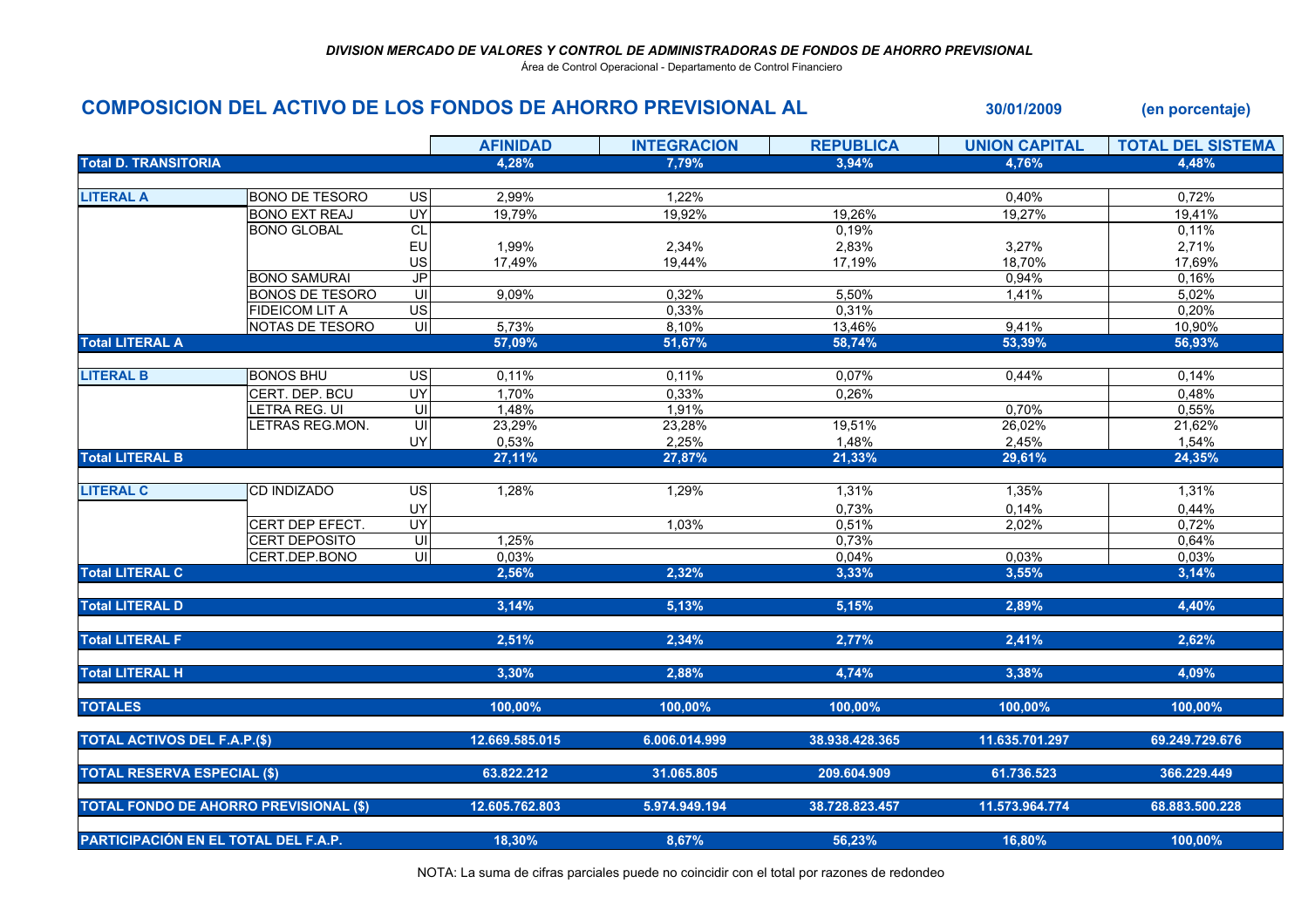*DIVISION MERCADO DE VALORES Y CONTROL DE ADMINISTRADORAS DE FONDOS DE AHORRO PREVISIONAL*

Área de Control Operacional - Departamento de Control Financiero

## COMPOSICION DEL ACTIVO DE LOS FONDOS DE AHORRO PREVISIONAL AL 30/01/2009 (en porcentaje)

| | | | AFINIDAD | INTEGRACION | REPUBLICA | UNION CAPITAL | TOTAL DEL SISTEMA |
|---|---|---|---|---|---|---|---|
| **Total D. TRANSITORIA** | | | **4,28%** | **7,79%** | **3,94%** | **4,76%** | **4,48%** |
| **LITERAL A** | BONO DE TESORO | US | 2,99% | 1,22% | | 0,40% | 0,72% |
| | BONO EXT REAJ | UY | 19,79% | 19,92% | 19,26% | 19,27% | 19,41% |
| | BONO GLOBAL | CL | | | 0,19% | | 0,11% |
| | | EU | 1,99% | 2,34% | 2,83% | 3,27% | 2,71% |
| | | US | 17,49% | 19,44% | 17,19% | 18,70% | 17,69% |
| | BONO SAMURAI | JP | | | | 0,94% | 0,16% |
| | BONOS DE TESORO | UI | 9,09% | 0,32% | 5,50% | 1,41% | 5,02% |
| | FIDEICOM LIT A | US | | 0,33% | 0,31% | | 0,20% |
| | NOTAS DE TESORO | UI | 5,73% | 8,10% | 13,46% | 9,41% | 10,90% |
| **Total LITERAL A** | | | **57,09%** | **51,67%** | **58,74%** | **53,39%** | **56,93%** |
| **LITERAL B** | BONOS BHU | US | 0,11% | 0,11% | 0,07% | 0,44% | 0,14% |
| | CERT. DEP. BCU | UY | 1,70% | 0,33% | 0,26% | | 0,48% |
| | LETRA REG. UI | UI | 1,48% | 1,91% | | 0,70% | 0,55% |
| | LETRAS REG.MON. | UI | 23,29% | 23,28% | 19,51% | 26,02% | 21,62% |
| | | UY | 0,53% | 2,25% | 1,48% | 2,45% | 1,54% |
| **Total LITERAL B** | | | **27,11%** | **27,87%** | **21,33%** | **29,61%** | **24,35%** |
| **LITERAL C** | CD INDIZADO | US | 1,28% | 1,29% | 1,31% | 1,35% | 1,31% |
| | | UY | | | 0,73% | 0,14% | 0,44% |
| | CERT DEP EFECT. | UY | | 1,03% | 0,51% | 2,02% | 0,72% |
| | CERT DEPOSITO | UI | 1,25% | | 0,73% | | 0,64% |
| | CERT.DEP.BONO | UI | 0,03% | | 0,04% | 0,03% | 0,03% |
| **Total LITERAL C** | | | **2,56%** | **2,32%** | **3,33%** | **3,55%** | **3,14%** |
| **Total LITERAL D** | | | **3,14%** | **5,13%** | **5,15%** | **2,89%** | **4,40%** |
| **Total LITERAL F** | | | **2,51%** | **2,34%** | **2,77%** | **2,41%** | **2,62%** |
| **Total LITERAL H** | | | **3,30%** | **2,88%** | **4,74%** | **3,38%** | **4,09%** |
| **TOTALES** | | | **100,00%** | **100,00%** | **100,00%** | **100,00%** | **100,00%** |
| **TOTAL ACTIVOS DEL F.A.P.($)** | | | **12.669.585.015** | **6.006.014.999** | **38.938.428.365** | **11.635.701.297** | **69.249.729.676** |
| **TOTAL RESERVA ESPECIAL ($)** | | | **63.822.212** | **31.065.805** | **209.604.909** | **61.736.523** | **366.229.449** |
| **TOTAL FONDO DE AHORRO PREVISIONAL ($)** | | | **12.605.762.803** | **5.974.949.194** | **38.728.823.457** | **11.573.964.774** | **68.883.500.228** |
| **PARTICIPACIÓN EN EL TOTAL DEL F.A.P.** | | | **18,30%** | **8,67%** | **56,23%** | **16,80%** | **100,00%** |

NOTA: La suma de cifras parciales puede no coincidir con el total por razones de redondeo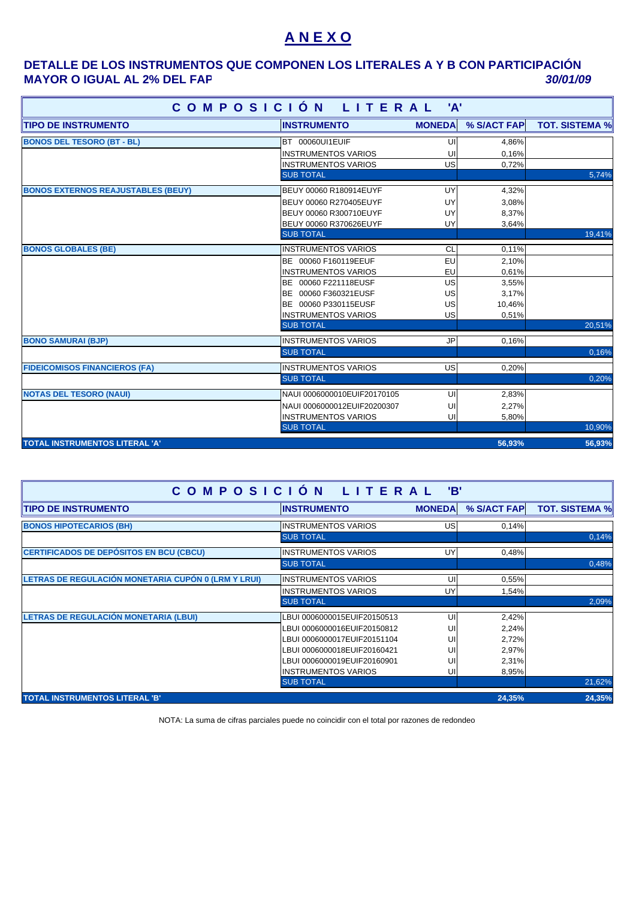# ANEXO

## DETALLE DE LOS INSTRUMENTOS QUE COMPONEN LOS LITERALES A Y B CON PARTICIPACIÓN MAYOR O IGUAL AL 2% DEL FAP

*30/01/09*

### COMPOSICIÓN LITERAL 'A'

| TIPO DE INSTRUMENTO | INSTRUMENTO | MONEDA | % S/ACT FAP | TOT. SISTEMA % |
|---|---|---|---|---|
| BONOS DEL TESORO (BT - BL) | BT 00060UI1EUIF | UI | 4,86% | |
| | INSTRUMENTOS VARIOS | UI | 0,16% | |
| | INSTRUMENTOS VARIOS | US | 0,72% | |
| | SUB TOTAL | | | 5,74% |
| BONOS EXTERNOS REAJUSTABLES (BEUY) | BEUY 00060 R180914EUYF | UY | 4,32% | |
| | BEUY 00060 R270405EUYF | UY | 3,08% | |
| | BEUY 00060 R300710EUYF | UY | 8,37% | |
| | BEUY 00060 R370626EUYF | UY | 3,64% | |
| | SUB TOTAL | | | 19,41% |
| BONOS GLOBALES (BE) | INSTRUMENTOS VARIOS | CL | 0,11% | |
| | BE 00060 F160119EEUF | EU | 2,10% | |
| | INSTRUMENTOS VARIOS | EU | 0,61% | |
| | BE 00060 F221118EUSF | US | 3,55% | |
| | BE 00060 F360321EUSF | US | 3,17% | |
| | BE 00060 P330115EUSF | US | 10,46% | |
| | INSTRUMENTOS VARIOS | US | 0,51% | |
| | SUB TOTAL | | | 20,51% |
| BONO SAMURAI (BJP) | INSTRUMENTOS VARIOS | JP | 0,16% | |
| | SUB TOTAL | | | 0,16% |
| FIDEICOMISOS FINANCIEROS (FA) | INSTRUMENTOS VARIOS | US | 0,20% | |
| | SUB TOTAL | | | 0,20% |
| NOTAS DEL TESORO (NAUI) | NAUI 0006000010EUIF20170105 | UI | 2,83% | |
| | NAUI 0006000012EUIF20200307 | UI | 2,27% | |
| | INSTRUMENTOS VARIOS | UI | 5,80% | |
| | SUB TOTAL | | | 10,90% |
| **TOTAL INSTRUMENTOS LITERAL 'A'** | | | **56,93%** | **56,93%** |

### COMPOSICIÓN LITERAL 'B'

| TIPO DE INSTRUMENTO | INSTRUMENTO | MONEDA | % S/ACT FAP | TOT. SISTEMA % |
|---|---|---|---|---|
| BONOS HIPOTECARIOS (BH) | INSTRUMENTOS VARIOS | US | 0,14% | |
| | SUB TOTAL | | | 0,14% |
| CERTIFICADOS DE DEPÓSITOS EN BCU (CBCU) | INSTRUMENTOS VARIOS | UY | 0,48% | |
| | SUB TOTAL | | | 0,48% |
| LETRAS DE REGULACIÓN MONETARIA CUPÓN 0 (LRM Y LRUI) | INSTRUMENTOS VARIOS | UI | 0,55% | |
| | INSTRUMENTOS VARIOS | UY | 1,54% | |
| | SUB TOTAL | | | 2,09% |
| LETRAS DE REGULACIÓN MONETARIA (LBUI) | LBUI 0006000015EUIF20150513 | UI | 2,42% | |
| | LBUI 0006000016EUIF20150812 | UI | 2,24% | |
| | LBUI 0006000017EUIF20151104 | UI | 2,72% | |
| | LBUI 0006000018EUIF20160421 | UI | 2,97% | |
| | LBUI 0006000019EUIF20160901 | UI | 2,31% | |
| | INSTRUMENTOS VARIOS | UI | 8,95% | |
| | SUB TOTAL | | | 21,62% |
| **TOTAL INSTRUMENTOS LITERAL 'B'** | | | **24,35%** | **24,35%** |

NOTA: La suma de cifras parciales puede no coincidir con el total por razones de redondeo